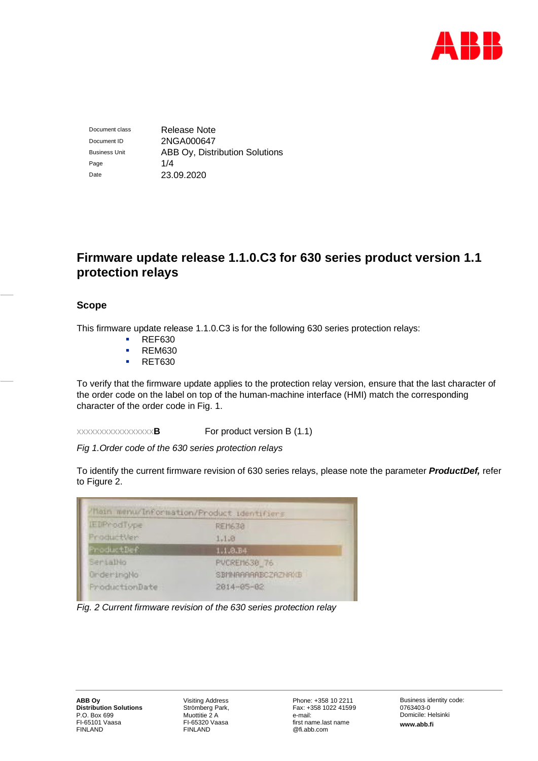| | |
|---|---|
| Document class | Release Note |
| Document ID | 2NGA000647 |
| Business Unit | ABB Oy, Distribution Solutions |
| Date | 23.09.2020 |

# Firmware update release 1.1.0.C3 for 630 series product version 1.1 protection relays

## Scope

This firmware update release 1.1.0.C3 is for the following 630 series protection relays:

- REF630
- REM630
- RET630

To verify that the firmware update applies to the protection relay version, ensure that the last character of the order code on the label on top of the human-machine interface (HMI) match the corresponding character of the order code in Fig. 1.

XXXXXXXXXXXXXXXXX**B** For product version B (1.1)

*Fig 1.Order code of the 630 series protection relays*

To identify the current firmware revision of 630 series relays, please note the parameter ***ProductDef,*** refer to Figure 2.

*Fig. 2 Current firmware revision of the 630 series protection relay*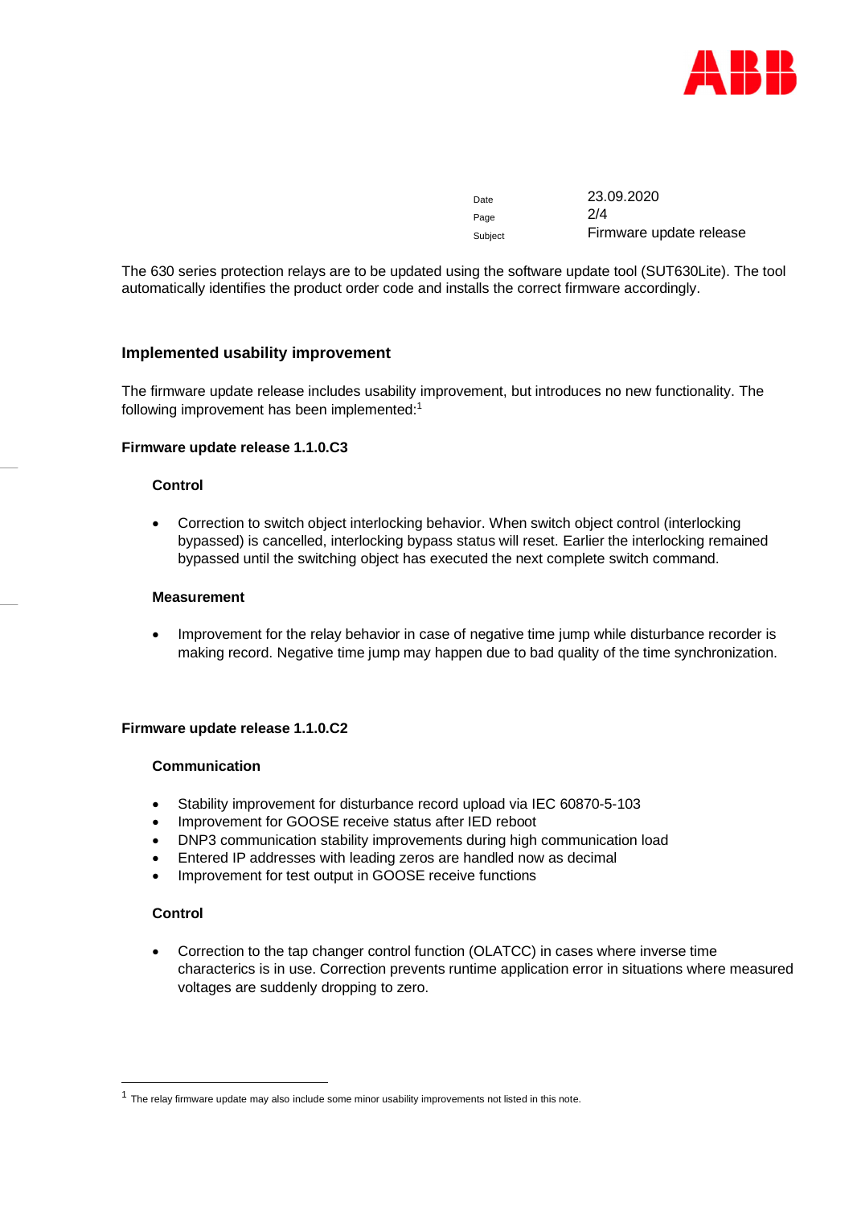The 630 series protection relays are to be updated using the software update tool (SUT630Lite). The tool automatically identifies the product order code and installs the correct firmware accordingly.

## Implemented usability improvement

The firmware update release includes usability improvement, but introduces no new functionality. The following improvement has been implemented:[1]

### Firmware update release 1.1.0.C3

#### Control

- Correction to switch object interlocking behavior. When switch object control (interlocking bypassed) is cancelled, interlocking bypass status will reset. Earlier the interlocking remained bypassed until the switching object has executed the next complete switch command.

#### Measurement

- Improvement for the relay behavior in case of negative time jump while disturbance recorder is making record. Negative time jump may happen due to bad quality of the time synchronization.

### Firmware update release 1.1.0.C2

#### Communication

- Stability improvement for disturbance record upload via IEC 60870-5-103
- Improvement for GOOSE receive status after IED reboot
- DNP3 communication stability improvements during high communication load
- Entered IP addresses with leading zeros are handled now as decimal
- Improvement for test output in GOOSE receive functions

#### Control

- Correction to the tap changer control function (OLATCC) in cases where inverse time characterics is in use. Correction prevents runtime application error in situations where measured voltages are suddenly dropping to zero.

---

[1] The relay firmware update may also include some minor usability improvements not listed in this note.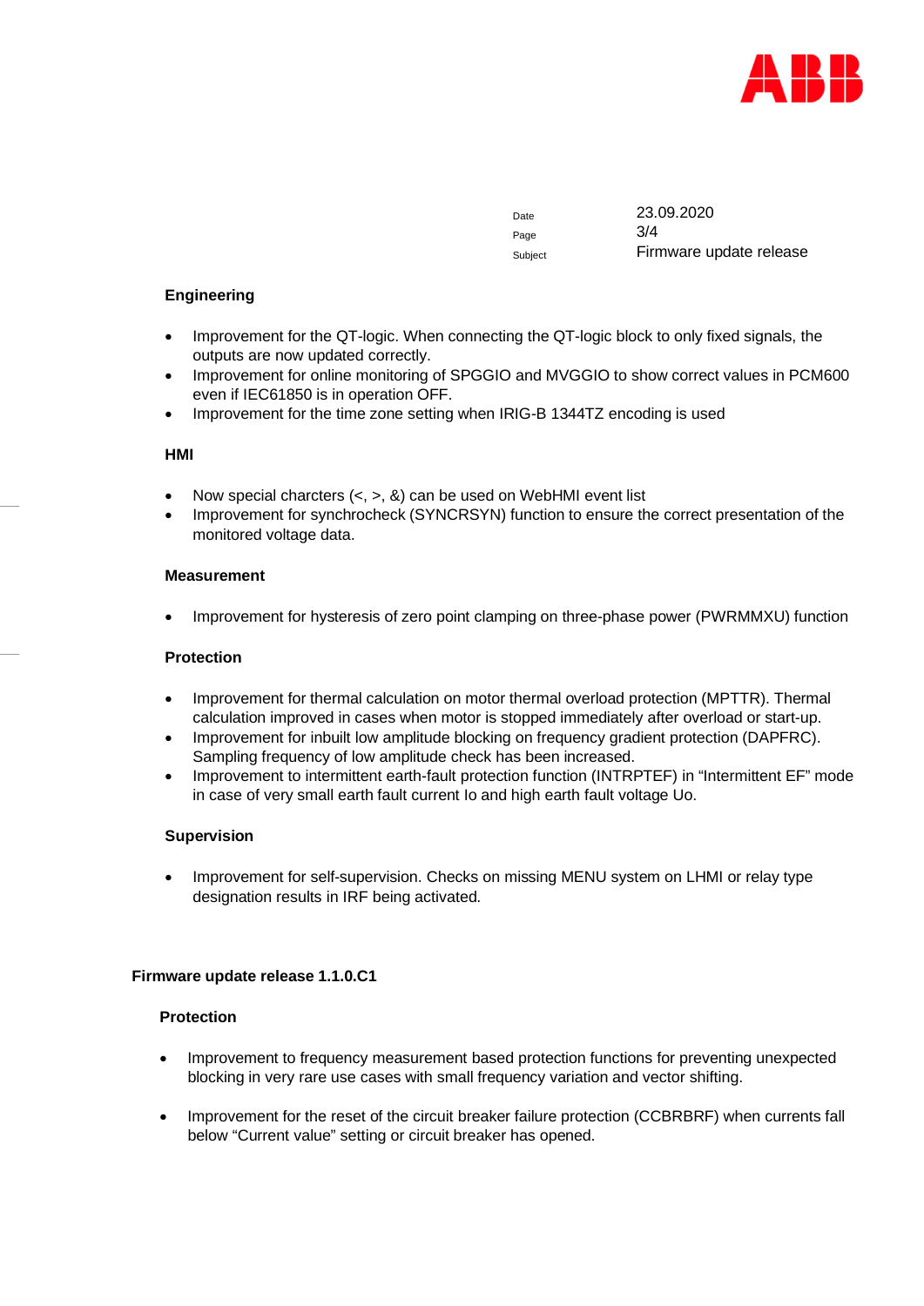### Engineering

- Improvement for the QT-logic. When connecting the QT-logic block to only fixed signals, the outputs are now updated correctly.
- Improvement for online monitoring of SPGGIO and MVGGIO to show correct values in PCM600 even if IEC61850 is in operation OFF.
- Improvement for the time zone setting when IRIG-B 1344TZ encoding is used

### HMI

- Now special charcters (<, >, &) can be used on WebHMI event list
- Improvement for synchrocheck (SYNCRSYN) function to ensure the correct presentation of the monitored voltage data.

### Measurement

- Improvement for hysteresis of zero point clamping on three-phase power (PWRMMXU) function

### Protection

- Improvement for thermal calculation on motor thermal overload protection (MPTTR). Thermal calculation improved in cases when motor is stopped immediately after overload or start-up.
- Improvement for inbuilt low amplitude blocking on frequency gradient protection (DAPFRC). Sampling frequency of low amplitude check has been increased.
- Improvement to intermittent earth-fault protection function (INTRPTEF) in “Intermittent EF” mode in case of very small earth fault current Io and high earth fault voltage Uo.

### Supervision

- Improvement for self-supervision. Checks on missing MENU system on LHMI or relay type designation results in IRF being activated.

## Firmware update release 1.1.0.C1

### Protection

- Improvement to frequency measurement based protection functions for preventing unexpected blocking in very rare use cases with small frequency variation and vector shifting.

- Improvement for the reset of the circuit breaker failure protection (CCBRBRF) when currents fall below “Current value” setting or circuit breaker has opened.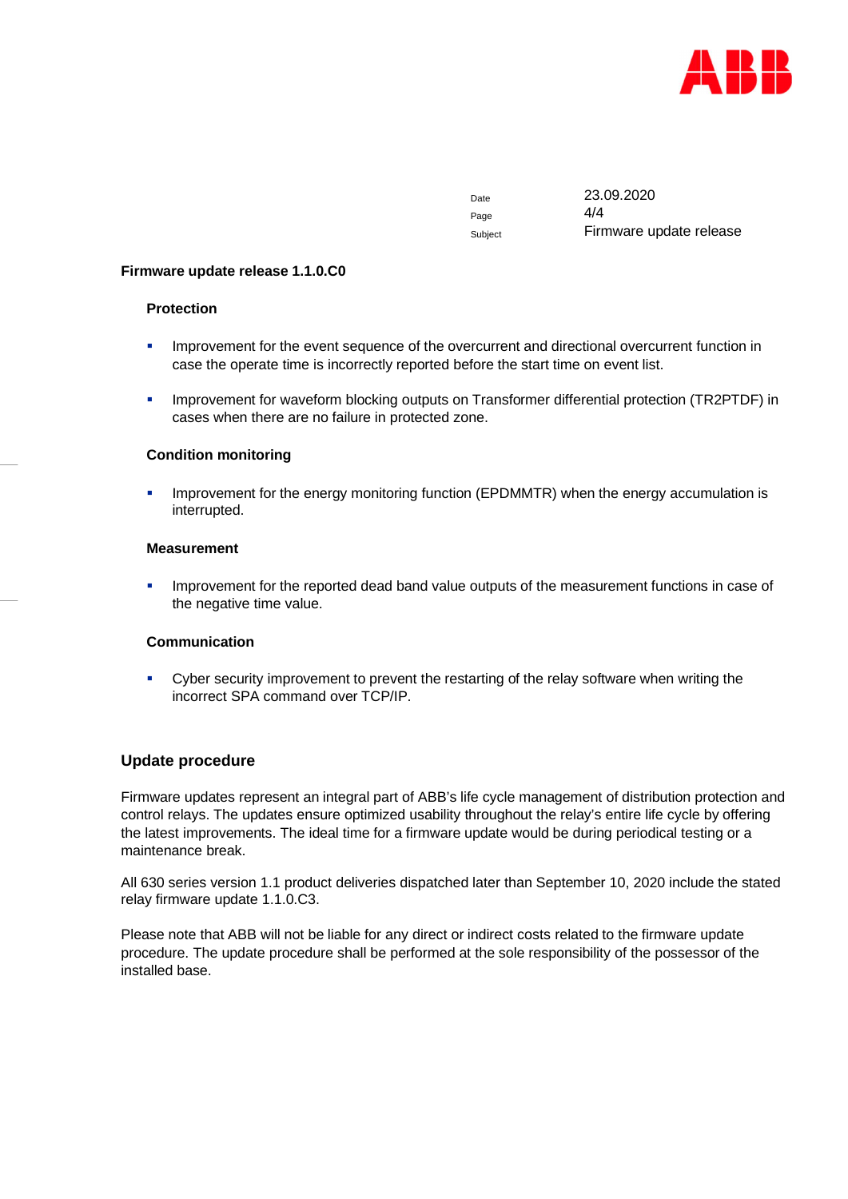| | |
|---|---|
| Date | 23.09.2020 |
| Page | 4/4 |
| Subject | Firmware update release |

**Firmware update release 1.1.0.C0**

### Protection

- Improvement for the event sequence of the overcurrent and directional overcurrent function in case the operate time is incorrectly reported before the start time on event list.
- Improvement for waveform blocking outputs on Transformer differential protection (TR2PTDF) in cases when there are no failure in protected zone.

### Condition monitoring

- Improvement for the energy monitoring function (EPDMMTR) when the energy accumulation is interrupted.

### Measurement

- Improvement for the reported dead band value outputs of the measurement functions in case of the negative time value.

### Communication

- Cyber security improvement to prevent the restarting of the relay software when writing the incorrect SPA command over TCP/IP.

## Update procedure

Firmware updates represent an integral part of ABB's life cycle management of distribution protection and control relays. The updates ensure optimized usability throughout the relay's entire life cycle by offering the latest improvements. The ideal time for a firmware update would be during periodical testing or a maintenance break.

All 630 series version 1.1 product deliveries dispatched later than September 10, 2020 include the stated relay firmware update 1.1.0.C3.

Please note that ABB will not be liable for any direct or indirect costs related to the firmware update procedure. The update procedure shall be performed at the sole responsibility of the possessor of the installed base.